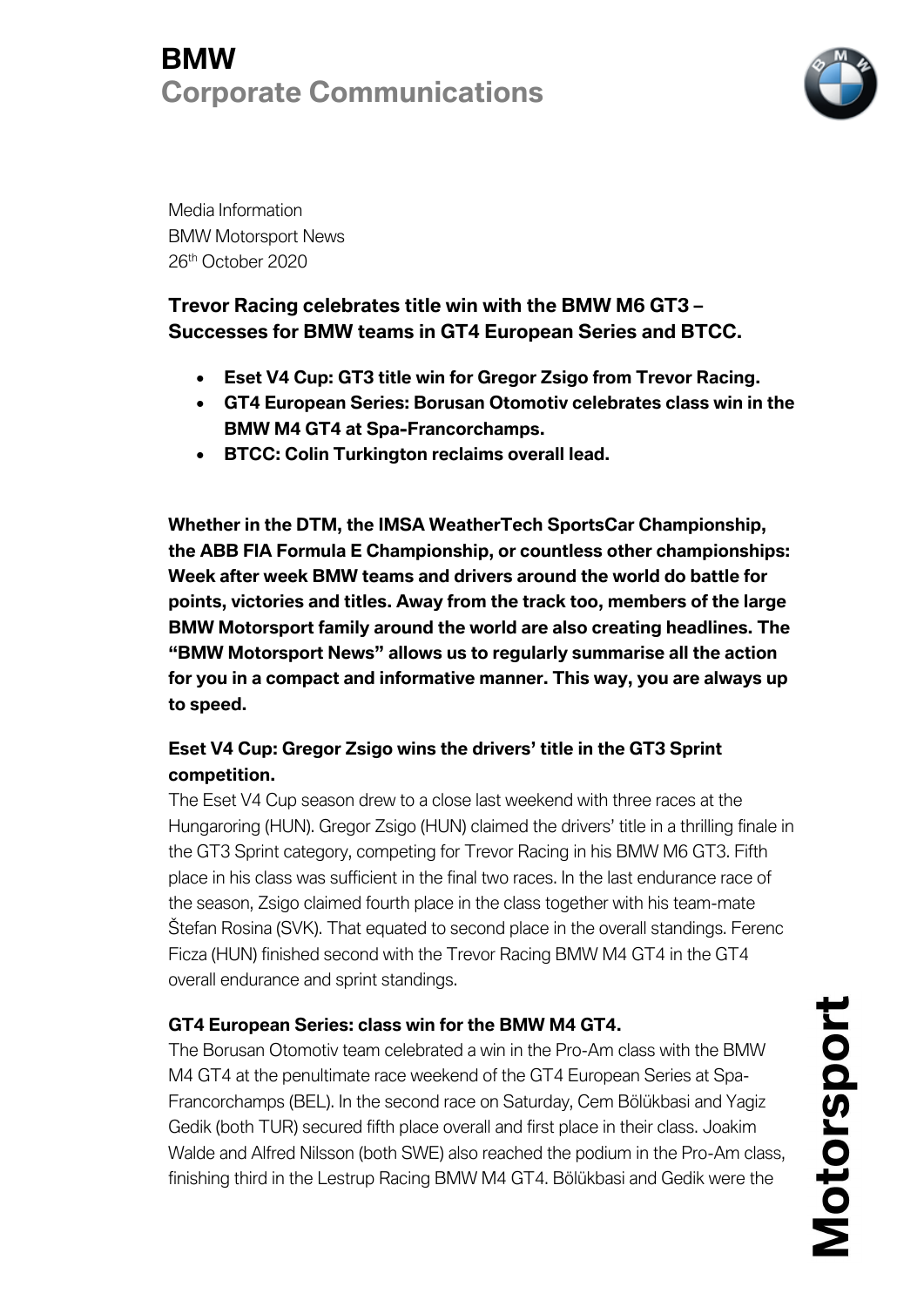# BMW
## Corporate Communications

Media Information
BMW Motorsport News
26th October 2020

### Trevor Racing celebrates title win with the BMW M6 GT3 – Successes for BMW teams in GT4 European Series and BTCC.

- **Eset V4 Cup: GT3 title win for Gregor Zsigo from Trevor Racing.**
- **GT4 European Series: Borusan Otomotiv celebrates class win in the BMW M4 GT4 at Spa-Francorchamps.**
- **BTCC: Colin Turkington reclaims overall lead.**

**Whether in the DTM, the IMSA WeatherTech SportsCar Championship, the ABB FIA Formula E Championship, or countless other championships: Week after week BMW teams and drivers around the world do battle for points, victories and titles. Away from the track too, members of the large BMW Motorsport family around the world are also creating headlines. The "BMW Motorsport News" allows us to regularly summarise all the action for you in a compact and informative manner. This way, you are always up to speed.**

### Eset V4 Cup: Gregor Zsigo wins the drivers' title in the GT3 Sprint competition.

The Eset V4 Cup season drew to a close last weekend with three races at the Hungaroring (HUN). Gregor Zsigo (HUN) claimed the drivers' title in a thrilling finale in the GT3 Sprint category, competing for Trevor Racing in his BMW M6 GT3. Fifth place in his class was sufficient in the final two races. In the last endurance race of the season, Zsigo claimed fourth place in the class together with his team-mate Štefan Rosina (SVK). That equated to second place in the overall standings. Ferenc Ficza (HUN) finished second with the Trevor Racing BMW M4 GT4 in the GT4 overall endurance and sprint standings.

### GT4 European Series: class win for the BMW M4 GT4.

The Borusan Otomotiv team celebrated a win in the Pro-Am class with the BMW M4 GT4 at the penultimate race weekend of the GT4 European Series at Spa-Francorchamps (BEL). In the second race on Saturday, Cem Bölükbasi and Yagiz Gedik (both TUR) secured fifth place overall and first place in their class. Joakim Walde and Alfred Nilsson (both SWE) also reached the podium in the Pro-Am class, finishing third in the Lestrup Racing BMW M4 GT4. Bölükbasi and Gedik were the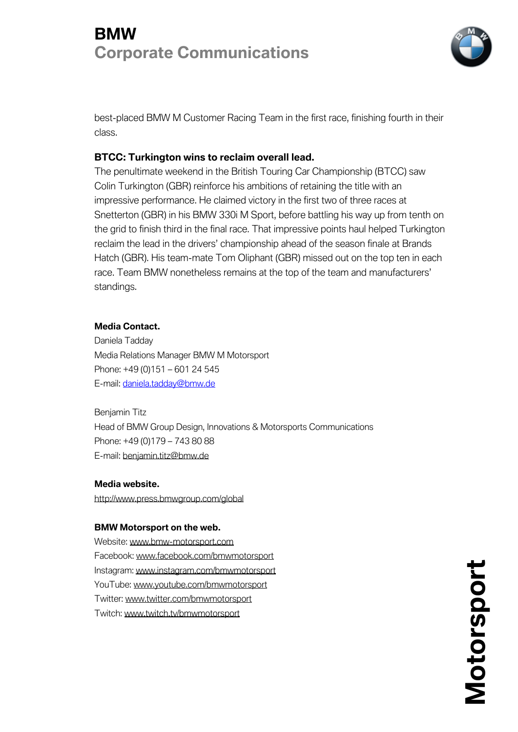best-placed BMW M Customer Racing Team in the first race, finishing fourth in their class.

**BTCC: Turkington wins to reclaim overall lead.**

The penultimate weekend in the British Touring Car Championship (BTCC) saw Colin Turkington (GBR) reinforce his ambitions of retaining the title with an impressive performance. He claimed victory in the first two of three races at Snetterton (GBR) in his BMW 330i M Sport, before battling his way up from tenth on the grid to finish third in the final race. That impressive points haul helped Turkington reclaim the lead in the drivers' championship ahead of the season finale at Brands Hatch (GBR). His team-mate Tom Oliphant (GBR) missed out on the top ten in each race. Team BMW nonetheless remains at the top of the team and manufacturers' standings.

**Media Contact.**

Daniela Tadday
Media Relations Manager BMW M Motorsport
Phone: +49 (0)151 – 601 24 545
E-mail: daniela.tadday@bmw.de

Benjamin Titz
Head of BMW Group Design, Innovations & Motorsports Communications
Phone: +49 (0)179 – 743 80 88
E-mail: benjamin.titz@bmw.de

**Media website.**

http://www.press.bmwgroup.com/global

**BMW Motorsport on the web.**

Website: www.bmw-motorsport.com
Facebook: www.facebook.com/bmwmotorsport
Instagram: www.instagram.com/bmwmotorsport
YouTube: www.youtube.com/bmwmotorsport
Twitter: www.twitter.com/bmwmotorsport
Twitch: www.twitch.tv/bmwmotorsport